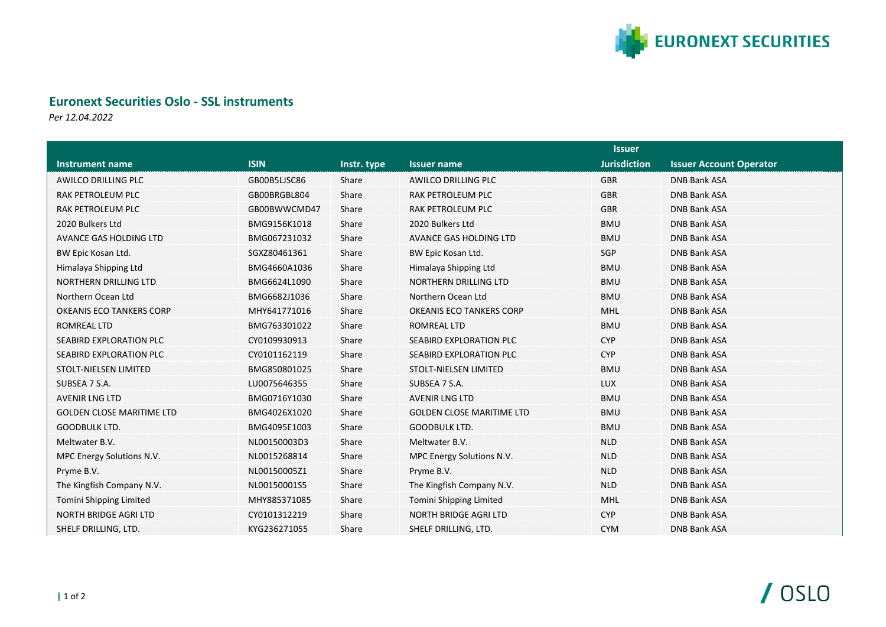## Euronext Securities Oslo - SSL instruments

*Per 12.04.2022*

| Instrument name | ISIN | Instr. type | Issuer name | Issuer Jurisdiction | Issuer Account Operator |
|---|---|---|---|---|---|
| AWILCO DRILLING PLC | GB00B5LJSC86 | Share | AWILCO DRILLING PLC | GBR | DNB Bank ASA |
| RAK PETROLEUM PLC | GB00BRGBL804 | Share | RAK PETROLEUM PLC | GBR | DNB Bank ASA |
| RAK PETROLEUM PLC | GB00BWWCMD47 | Share | RAK PETROLEUM PLC | GBR | DNB Bank ASA |
| 2020 Bulkers Ltd | BMG9156K1018 | Share | 2020 Bulkers Ltd | BMU | DNB Bank ASA |
| AVANCE GAS HOLDING LTD | BMG067231032 | Share | AVANCE GAS HOLDING LTD | BMU | DNB Bank ASA |
| BW Epic Kosan Ltd. | SGXZ80461361 | Share | BW Epic Kosan Ltd. | SGP | DNB Bank ASA |
| Himalaya Shipping Ltd | BMG4660A1036 | Share | Himalaya Shipping Ltd | BMU | DNB Bank ASA |
| NORTHERN DRILLING LTD | BMG6624L1090 | Share | NORTHERN DRILLING LTD | BMU | DNB Bank ASA |
| Northern Ocean Ltd | BMG6682J1036 | Share | Northern Ocean Ltd | BMU | DNB Bank ASA |
| OKEANIS ECO TANKERS CORP | MHY641771016 | Share | OKEANIS ECO TANKERS CORP | MHL | DNB Bank ASA |
| ROMREAL LTD | BMG763301022 | Share | ROMREAL LTD | BMU | DNB Bank ASA |
| SEABIRD EXPLORATION PLC | CY0109930913 | Share | SEABIRD EXPLORATION PLC | CYP | DNB Bank ASA |
| SEABIRD EXPLORATION PLC | CY0101162119 | Share | SEABIRD EXPLORATION PLC | CYP | DNB Bank ASA |
| STOLT-NIELSEN LIMITED | BMG850801025 | Share | STOLT-NIELSEN LIMITED | BMU | DNB Bank ASA |
| SUBSEA 7 S.A. | LU0075646355 | Share | SUBSEA 7 S.A. | LUX | DNB Bank ASA |
| AVENIR LNG LTD | BMG0716Y1030 | Share | AVENIR LNG LTD | BMU | DNB Bank ASA |
| GOLDEN CLOSE MARITIME LTD | BMG4026X1020 | Share | GOLDEN CLOSE MARITIME LTD | BMU | DNB Bank ASA |
| GOODBULK LTD. | BMG4095E1003 | Share | GOODBULK LTD. | BMU | DNB Bank ASA |
| Meltwater B.V. | NL00150003D3 | Share | Meltwater B.V. | NLD | DNB Bank ASA |
| MPC Energy Solutions N.V. | NL0015268814 | Share | MPC Energy Solutions N.V. | NLD | DNB Bank ASA |
| Pryme B.V. | NL00150005Z1 | Share | Pryme B.V. | NLD | DNB Bank ASA |
| The Kingfish Company N.V. | NL00150001S5 | Share | The Kingfish Company N.V. | NLD | DNB Bank ASA |
| Tomini Shipping Limited | MHY885371085 | Share | Tomini Shipping Limited | MHL | DNB Bank ASA |
| NORTH BRIDGE AGRI LTD | CY0101312219 | Share | NORTH BRIDGE AGRI LTD | CYP | DNB Bank ASA |
| SHELF DRILLING, LTD. | KYG236271055 | Share | SHELF DRILLING, LTD. | CYM | DNB Bank ASA |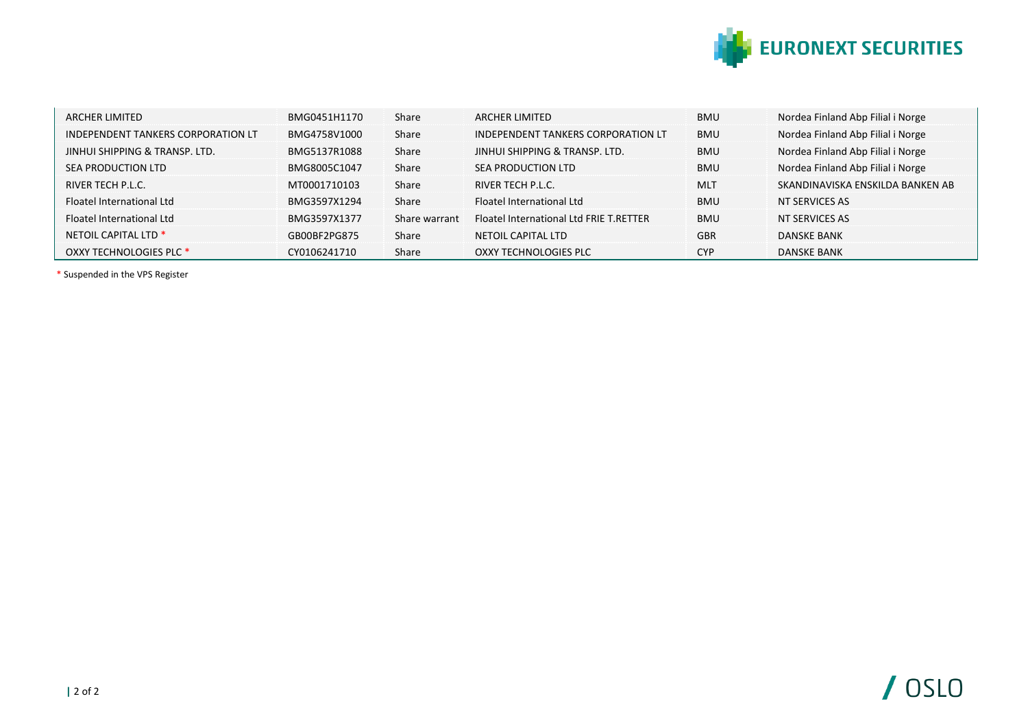| | | | | | |
|---|---|---|---|---|---|
| ARCHER LIMITED | BMG0451H1170 | Share | ARCHER LIMITED | BMU | Nordea Finland Abp Filial i Norge |
| INDEPENDENT TANKERS CORPORATION LT | BMG4758V1000 | Share | INDEPENDENT TANKERS CORPORATION LT | BMU | Nordea Finland Abp Filial i Norge |
| JINHUI SHIPPING & TRANSP. LTD. | BMG5137R1088 | Share | JINHUI SHIPPING & TRANSP. LTD. | BMU | Nordea Finland Abp Filial i Norge |
| SEA PRODUCTION LTD | BMG8005C1047 | Share | SEA PRODUCTION LTD | BMU | Nordea Finland Abp Filial i Norge |
| RIVER TECH P.L.C. | MT0001710103 | Share | RIVER TECH P.L.C. | MLT | SKANDINAVISKA ENSKILDA BANKEN AB |
| Floatel International Ltd | BMG3597X1294 | Share | Floatel International Ltd | BMU | NT SERVICES AS |
| Floatel International Ltd | BMG3597X1377 | Share warrant | Floatel International Ltd FRIE T.RETTER | BMU | NT SERVICES AS |
| NETOIL CAPITAL LTD * | GB00BF2PG875 | Share | NETOIL CAPITAL LTD | GBR | DANSKE BANK |
| OXXY TECHNOLOGIES PLC * | CY0106241710 | Share | OXXY TECHNOLOGIES PLC | CYP | DANSKE BANK |

* Suspended in the VPS Register